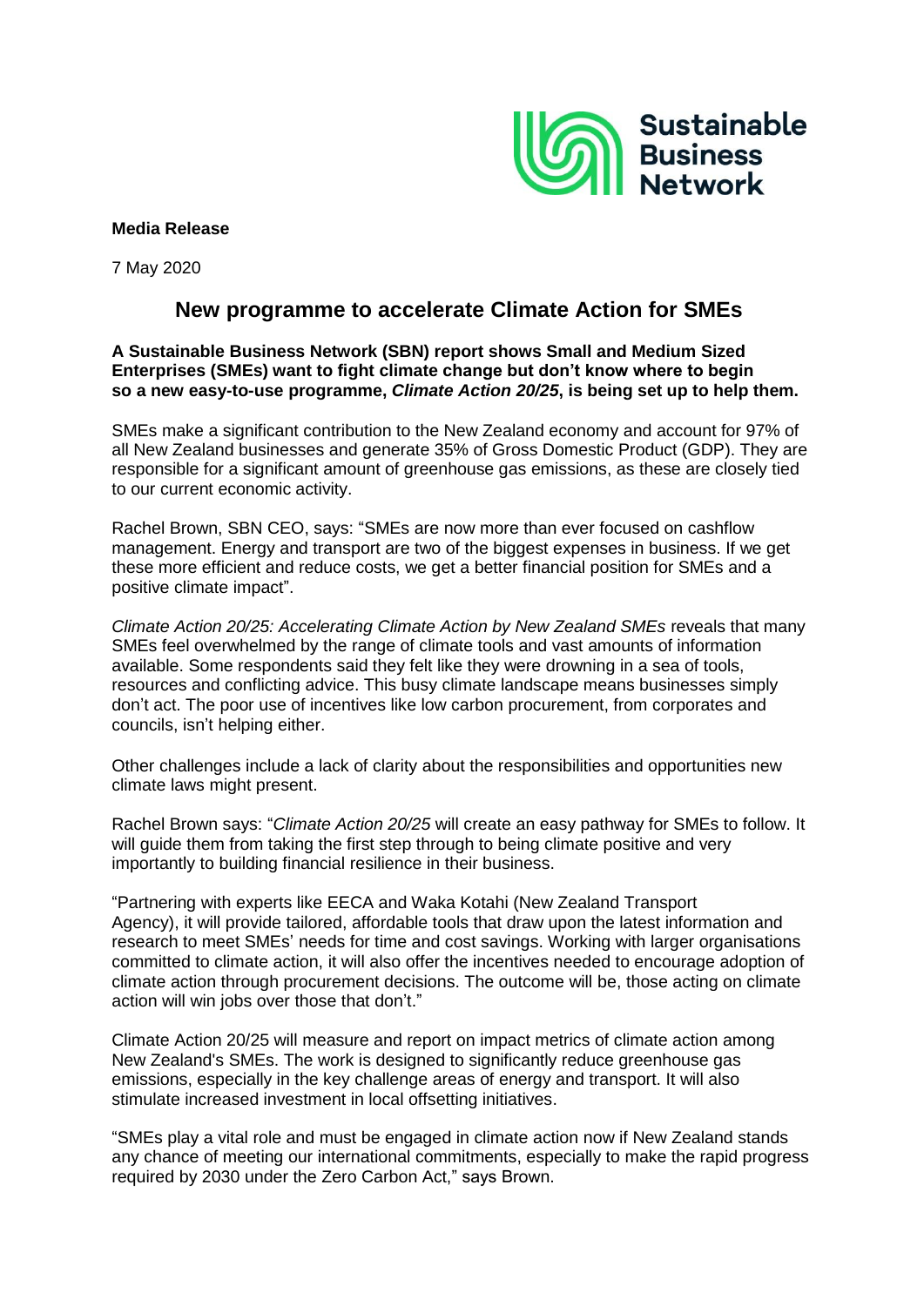Sustainable Business Network

**Media Release**

7 May 2020

# New programme to accelerate Climate Action for SMEs

**A Sustainable Business Network (SBN) report shows Small and Medium Sized Enterprises (SMEs) want to fight climate change but don't know where to begin so a new easy-to-use programme, *Climate Action 20/25*, is being set up to help them.**

SMEs make a significant contribution to the New Zealand economy and account for 97% of all New Zealand businesses and generate 35% of Gross Domestic Product (GDP). They are responsible for a significant amount of greenhouse gas emissions, as these are closely tied to our current economic activity.

Rachel Brown, SBN CEO, says: "SMEs are now more than ever focused on cashflow management. Energy and transport are two of the biggest expenses in business. If we get these more efficient and reduce costs, we get a better financial position for SMEs and a positive climate impact".

*Climate Action 20/25: Accelerating Climate Action by New Zealand SMEs* reveals that many SMEs feel overwhelmed by the range of climate tools and vast amounts of information available. Some respondents said they felt like they were drowning in a sea of tools, resources and conflicting advice. This busy climate landscape means businesses simply don't act. The poor use of incentives like low carbon procurement, from corporates and councils, isn't helping either.

Other challenges include a lack of clarity about the responsibilities and opportunities new climate laws might present.

Rachel Brown says: "*Climate Action 20/25* will create an easy pathway for SMEs to follow. It will guide them from taking the first step through to being climate positive and very importantly to building financial resilience in their business.

"Partnering with experts like EECA and Waka Kotahi (New Zealand Transport Agency), it will provide tailored, affordable tools that draw upon the latest information and research to meet SMEs' needs for time and cost savings. Working with larger organisations committed to climate action, it will also offer the incentives needed to encourage adoption of climate action through procurement decisions. The outcome will be, those acting on climate action will win jobs over those that don't."

Climate Action 20/25 will measure and report on impact metrics of climate action among New Zealand's SMEs. The work is designed to significantly reduce greenhouse gas emissions, especially in the key challenge areas of energy and transport. It will also stimulate increased investment in local offsetting initiatives.

"SMEs play a vital role and must be engaged in climate action now if New Zealand stands any chance of meeting our international commitments, especially to make the rapid progress required by 2030 under the Zero Carbon Act," says Brown.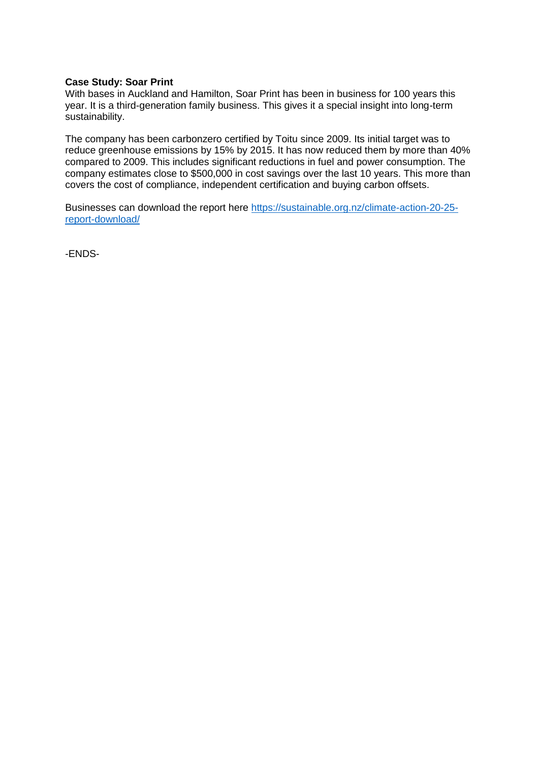**Case Study: Soar Print**

With bases in Auckland and Hamilton, Soar Print has been in business for 100 years this year. It is a third-generation family business. This gives it a special insight into long-term sustainability.

The company has been carbonzero certified by Toitu since 2009. Its initial target was to reduce greenhouse emissions by 15% by 2015. It has now reduced them by more than 40% compared to 2009. This includes significant reductions in fuel and power consumption. The company estimates close to $500,000 in cost savings over the last 10 years. This more than covers the cost of compliance, independent certification and buying carbon offsets.

Businesses can download the report here [https://sustainable.org.nz/climate-action-20-25-report-download/](https://sustainable.org.nz/climate-action-20-25-report-download/)

-ENDS-